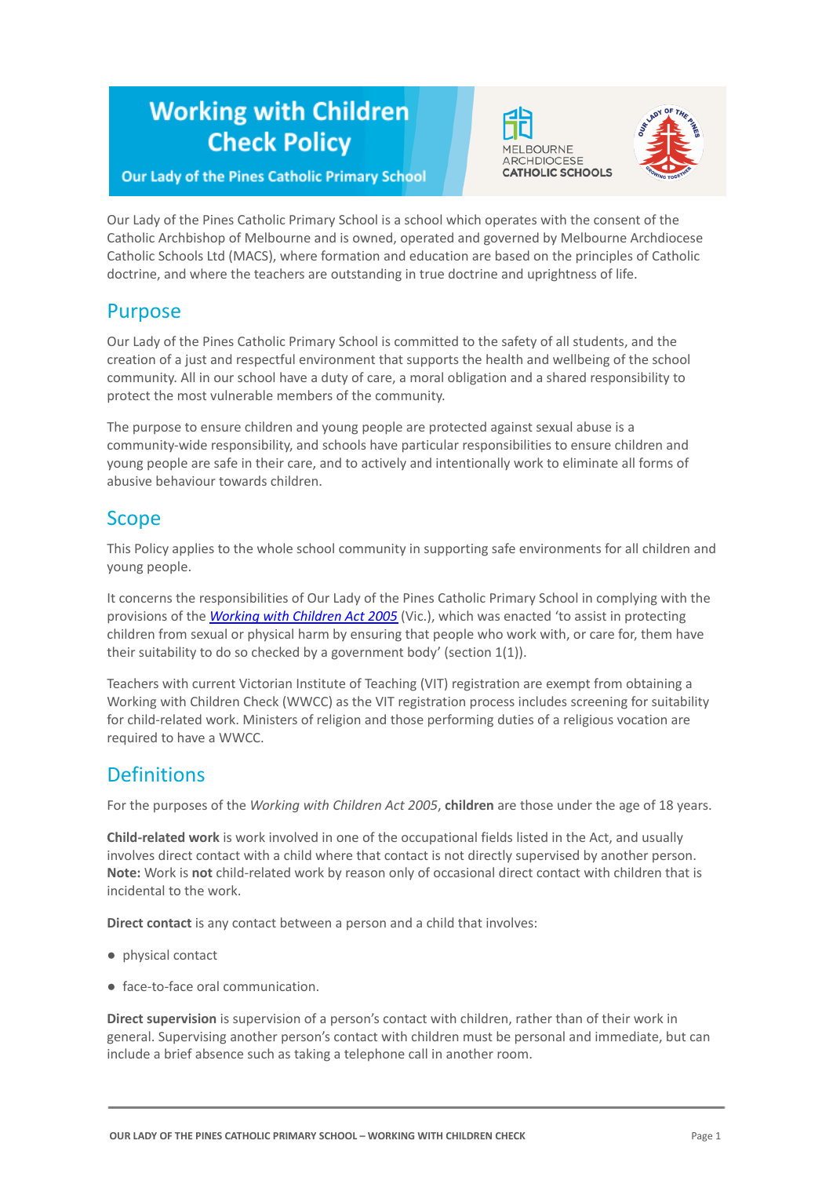# Working with Children Check Policy

## Our Lady of the Pines Catholic Primary School

Our Lady of the Pines Catholic Primary School is a school which operates with the consent of the Catholic Archbishop of Melbourne and is owned, operated and governed by Melbourne Archdiocese Catholic Schools Ltd (MACS), where formation and education are based on the principles of Catholic doctrine, and where the teachers are outstanding in true doctrine and uprightness of life.

## Purpose

Our Lady of the Pines Catholic Primary School is committed to the safety of all students, and the creation of a just and respectful environment that supports the health and wellbeing of the school community. All in our school have a duty of care, a moral obligation and a shared responsibility to protect the most vulnerable members of the community.

The purpose to ensure children and young people are protected against sexual abuse is a community-wide responsibility, and schools have particular responsibilities to ensure children and young people are safe in their care, and to actively and intentionally work to eliminate all forms of abusive behaviour towards children.

## Scope

This Policy applies to the whole school community in supporting safe environments for all children and young people.

It concerns the responsibilities of Our Lady of the Pines Catholic Primary School in complying with the provisions of the *Working with Children Act 2005* (Vic.), which was enacted 'to assist in protecting children from sexual or physical harm by ensuring that people who work with, or care for, them have their suitability to do so checked by a government body' (section 1(1)).

Teachers with current Victorian Institute of Teaching (VIT) registration are exempt from obtaining a Working with Children Check (WWCC) as the VIT registration process includes screening for suitability for child-related work. Ministers of religion and those performing duties of a religious vocation are required to have a WWCC.

## Definitions

For the purposes of the *Working with Children Act 2005*, **children** are those under the age of 18 years.

**Child-related work** is work involved in one of the occupational fields listed in the Act, and usually involves direct contact with a child where that contact is not directly supervised by another person. **Note:** Work is **not** child-related work by reason only of occasional direct contact with children that is incidental to the work.

**Direct contact** is any contact between a person and a child that involves:

- physical contact
- face-to-face oral communication.

**Direct supervision** is supervision of a person's contact with children, rather than of their work in general. Supervising another person's contact with children must be personal and immediate, but can include a brief absence such as taking a telephone call in another room.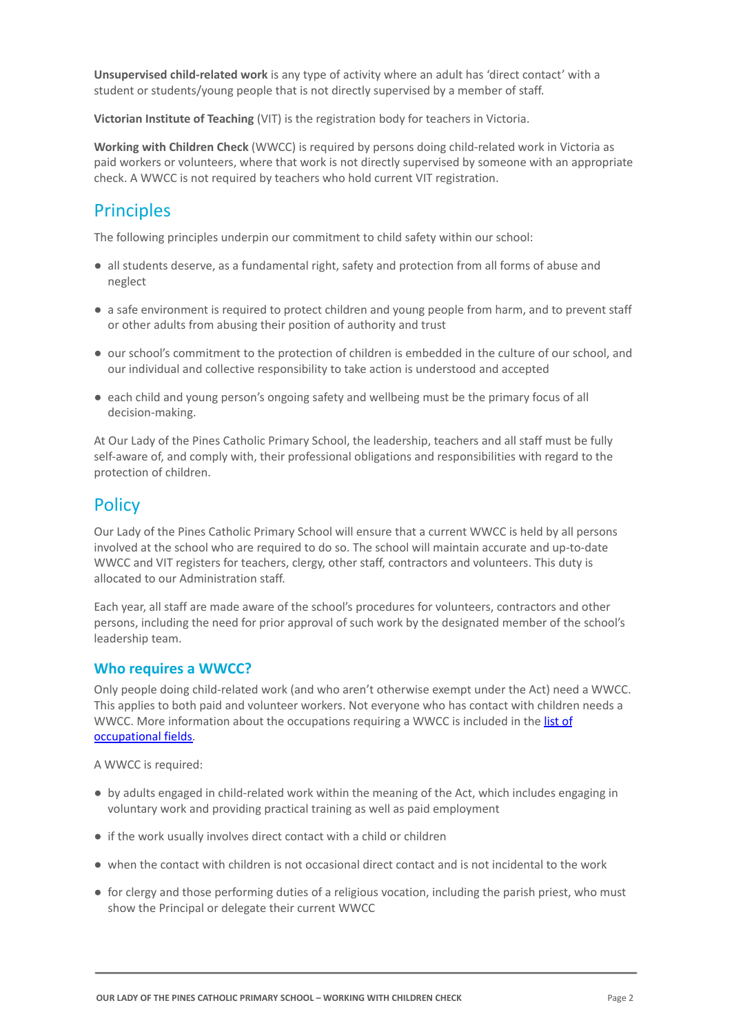**Unsupervised child-related work** is any type of activity where an adult has 'direct contact' with a student or students/young people that is not directly supervised by a member of staff.

**Victorian Institute of Teaching** (VIT) is the registration body for teachers in Victoria.

**Working with Children Check** (WWCC) is required by persons doing child-related work in Victoria as paid workers or volunteers, where that work is not directly supervised by someone with an appropriate check. A WWCC is not required by teachers who hold current VIT registration.

## Principles

The following principles underpin our commitment to child safety within our school:

- all students deserve, as a fundamental right, safety and protection from all forms of abuse and neglect
- a safe environment is required to protect children and young people from harm, and to prevent staff or other adults from abusing their position of authority and trust
- our school's commitment to the protection of children is embedded in the culture of our school, and our individual and collective responsibility to take action is understood and accepted
- each child and young person's ongoing safety and wellbeing must be the primary focus of all decision-making.

At Our Lady of the Pines Catholic Primary School, the leadership, teachers and all staff must be fully self-aware of, and comply with, their professional obligations and responsibilities with regard to the protection of children.

## Policy

Our Lady of the Pines Catholic Primary School will ensure that a current WWCC is held by all persons involved at the school who are required to do so. The school will maintain accurate and up-to-date WWCC and VIT registers for teachers, clergy, other staff, contractors and volunteers. This duty is allocated to our Administration staff.

Each year, all staff are made aware of the school's procedures for volunteers, contractors and other persons, including the need for prior approval of such work by the designated member of the school's leadership team.

### Who requires a WWCC?

Only people doing child-related work (and who aren't otherwise exempt under the Act) need a WWCC. This applies to both paid and volunteer workers. Not everyone who has contact with children needs a WWCC. More information about the occupations requiring a WWCC is included in the list of occupational fields.

A WWCC is required:

- by adults engaged in child-related work within the meaning of the Act, which includes engaging in voluntary work and providing practical training as well as paid employment
- if the work usually involves direct contact with a child or children
- when the contact with children is not occasional direct contact and is not incidental to the work
- for clergy and those performing duties of a religious vocation, including the parish priest, who must show the Principal or delegate their current WWCC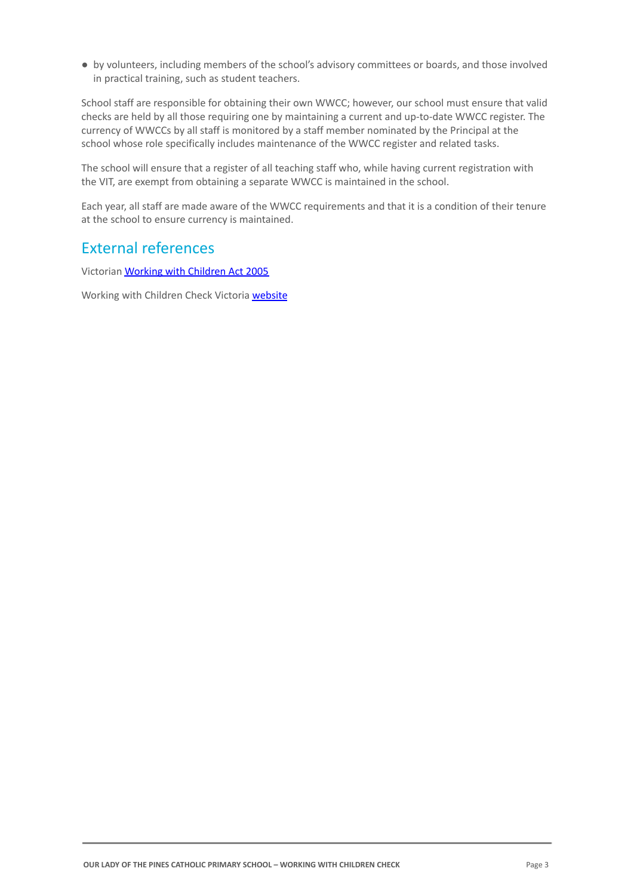- by volunteers, including members of the school's advisory committees or boards, and those involved in practical training, such as student teachers.

School staff are responsible for obtaining their own WWCC; however, our school must ensure that valid checks are held by all those requiring one by maintaining a current and up-to-date WWCC register. The currency of WWCCs by all staff is monitored by a staff member nominated by the Principal at the school whose role specifically includes maintenance of the WWCC register and related tasks.

The school will ensure that a register of all teaching staff who, while having current registration with the VIT, are exempt from obtaining a separate WWCC is maintained in the school.

Each year, all staff are made aware of the WWCC requirements and that it is a condition of their tenure at the school to ensure currency is maintained.

## External references

Victorian Working with Children Act 2005

Working with Children Check Victoria website